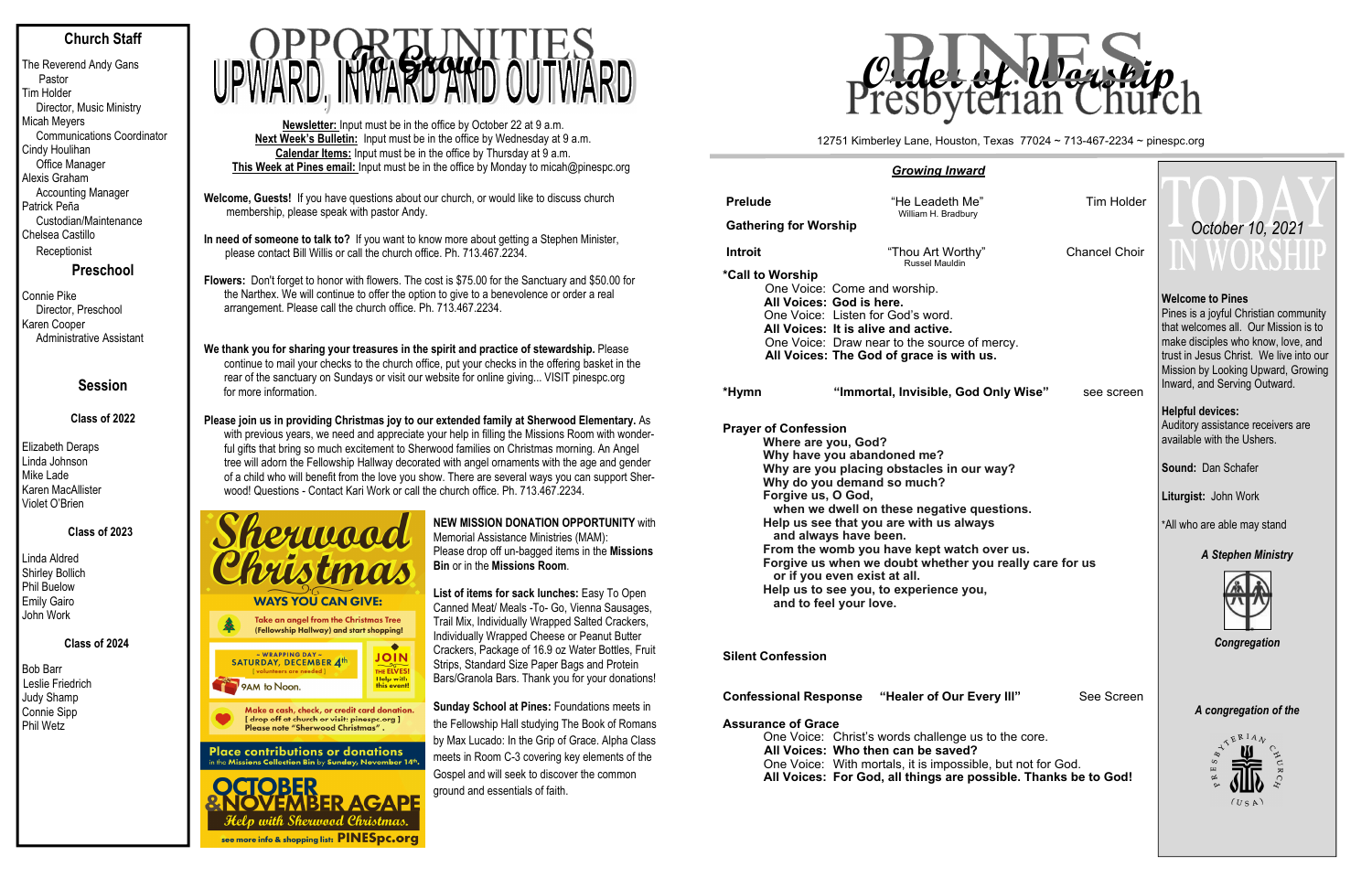## Church Staff

The Reverend Andy Gans
Pastor
Tim Holder
Director, Music Ministry
Micah Meyers
Communications Coordinator
Cindy Houlihan
Office Manager
Alexis Graham
Accounting Manager
Patrick Peña
Custodian/Maintenance
Chelsea Castillo
Receptionist

## Preschool

Connie Pike
Director, Preschool
Karen Cooper
Administrative Assistant

## Session

**Class of 2022**

Elizabeth Deraps
Linda Johnson
Mike Lade
Karen MacAllister
Violet O'Brien

**Class of 2023**

Linda Aldred
Shirley Bollich
Phil Buelow
Emily Gairo
John Work

**Class of 2024**

Bob Barr
Leslie Friedrich
Judy Shamp
Connie Sipp
Phil Wetz

# OPPORTUNITIES To Grow UPWARD, INWARD AND OUTWARD

**Newsletter:** Input must be in the office by October 22 at 9 a.m.
**Next Week's Bulletin:** Input must be in the office by Wednesday at 9 a.m.
**Calendar Items:** Input must be in the office by Thursday at 9 a.m.
**This Week at Pines email:** Input must be in the office by Monday to micah@pinespc.org

**Welcome, Guests!** If you have questions about our church, or would like to discuss church membership, please speak with pastor Andy.

**In need of someone to talk to?** If you want to know more about getting a Stephen Minister, please contact Bill Willis or call the church office. Ph. 713.467.2234.

**Flowers:** Don't forget to honor with flowers. The cost is $75.00 for the Sanctuary and $50.00 for the Narthex. We will continue to offer the option to give to a benevolence or order a real arrangement. Please call the church office. Ph. 713.467.2234.

**We thank you for sharing your treasures in the spirit and practice of stewardship.** Please continue to mail your checks to the church office, put your checks in the offering basket in the rear of the sanctuary on Sundays or visit our website for online giving... VISIT pinespc.org for more information.

**Please join us in providing Christmas joy to our extended family at Sherwood Elementary.** As with previous years, we need and appreciate your help in filling the Missions Room with wonderful gifts that bring so much excitement to Sherwood families on Christmas morning. An Angel tree will adorn the Fellowship Hallway decorated with angel ornaments with the age and gender of a child who will benefit from the love you show. There are several ways you can support Sherwood! Questions - Contact Kari Work or call the church office. Ph. 713.467.2234.

**Sherwood Christmas**

WAYS YOU CAN GIVE:

- Take an angel from the Christmas Tree (Fellowship Hallway) and start shopping!
- ~ WRAPPING DAY ~ SATURDAY, DECEMBER 4th [ volunteers are needed ] 9AM to Noon. JOIN THE ELVES! Help with this event!
- Make a cash, check, or credit card donation. [ drop off at church or visit: pinespc.org ] Please note "Sherwood Christmas".

Place contributions or donations in the Missions Collection Bin by Sunday, November 14th.

OCTOBER & NOVEMBER AGAPE
*Help with Sherwood Christmas.*
see more info & shopping list: PINESpc.org

**NEW MISSION DONATION OPPORTUNITY** with Memorial Assistance Ministries (MAM): Please drop off un-bagged items in the **Missions Bin** or in the **Missions Room**.

**List of items for sack lunches:** Easy To Open Canned Meat/ Meals -To- Go, Vienna Sausages, Trail Mix, Individually Wrapped Salted Crackers, Individually Wrapped Cheese or Peanut Butter Crackers, Package of 16.9 oz Water Bottles, Fruit Strips, Standard Size Paper Bags and Protein Bars/Granola Bars. Thank you for your donations!

**Sunday School at Pines:** Foundations meets in the Fellowship Hall studying The Book of Romans by Max Lucado: In the Grip of Grace. Alpha Class meets in Room C-3 covering key elements of the Gospel and will seek to discover the common ground and essentials of faith.

# PINES Presbyterian Church — Order of Worship

12751 Kimberley Lane, Houston, Texas 77024 ~ 713-467-2234 ~ pinespc.org

### *Growing Inward*

**Prelude** — "He Leadeth Me" (William H. Bradbury) — Tim Holder

**Gathering for Worship**

**Introit** — "Thou Art Worthy" (Russel Mauldin) — Chancel Choir

**\*Call to Worship**

One Voice: Come and worship.
**All Voices: God is here.**
One Voice: Listen for God's word.
**All Voices: It is alive and active.**
One Voice: Draw near to the source of mercy.
**All Voices: The God of grace is with us.**

**\*Hymn** — **"Immortal, Invisible, God Only Wise"** — see screen

**Prayer of Confession**

**Where are you, God?**
**Why have you abandoned me?**
**Why are you placing obstacles in our way?**
**Why do you demand so much?**
**Forgive us, O God,**
**when we dwell on these negative questions.**
**Help us see that you are with us always**
**and always have been.**
**From the womb you have kept watch over us.**
**Forgive us when we doubt whether you really care for us**
**or if you even exist at all.**
**Help us to see you, to experience you,**
**and to feel your love.**

**Silent Confession**

**Confessional Response** — **"Healer of Our Every Ill"** — See Screen

**Assurance of Grace**

One Voice: Christ's words challenge us to the core.
**All Voices: Who then can be saved?**
One Voice: With mortals, it is impossible, but not for God.
**All Voices: For God, all things are possible. Thanks be to God!**

# TODAY IN WORSHIP

*October 10, 2021*

**Welcome to Pines**
Pines is a joyful Christian community that welcomes all. Our Mission is to make disciples who know, love, and trust in Jesus Christ. We live into our Mission by Looking Upward, Growing Inward, and Serving Outward.

**Helpful devices:**
Auditory assistance receivers are available with the Ushers.

**Sound:** Dan Schafer

**Liturgist:** John Work

\*All who are able may stand

***A Stephen Ministry***

***Congregation***

***A congregation of the***

PRESBYTERIAN CHURCH (USA)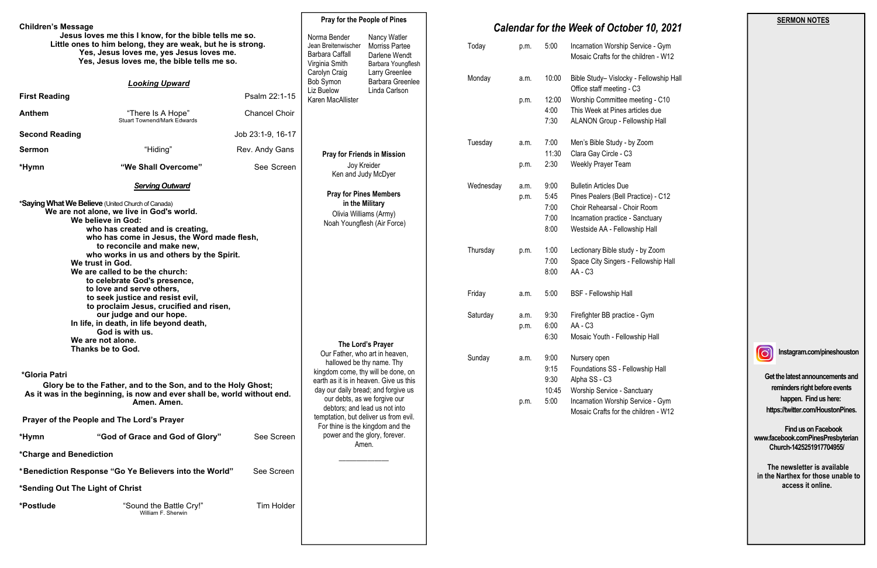**Children's Message**

**Jesus loves me this I know, for the bible tells me so.**
**Little ones to him belong, they are weak, but he is strong.**
**Yes, Jesus loves me, yes Jesus loves me.**
**Yes, Jesus loves me, the bible tells me so.**

## *Looking Upward*

| | | |
|---|---|---|
| **First Reading** | | Psalm 22:1-15 |
| **Anthem** | "There Is A Hope" Stuart Townend/Mark Edwards | Chancel Choir |
| **Second Reading** | | Job 23:1-9, 16-17 |
| **Sermon** | "Hiding" | Rev. Andy Gans |
| ***Hymn** | **"We Shall Overcome"** | See Screen |

## *Serving Outward*

***Saying What We Believe** (United Church of Canada)

**We are not alone, we live in God's world.**
**We believe in God:**
**who has created and is creating,**
**who has come in Jesus, the Word made flesh,**
**to reconcile and make new,**
**who works in us and others by the Spirit.**
**We trust in God.**
**We are called to be the church:**
**to celebrate God's presence,**
**to love and serve others,**
**to seek justice and resist evil,**
**to proclaim Jesus, crucified and risen,**
**our judge and our hope.**
**In life, in death, in life beyond death,**
**God is with us.**
**We are not alone.**
**Thanks be to God.**

***Gloria Patri**

**Glory be to the Father, and to the Son, and to the Holy Ghost;**
**As it was in the beginning, is now and ever shall be, world without end. Amen. Amen.**

**Prayer of the People and The Lord's Prayer**

| | | |
|---|---|---|
| ***Hymn** | **"God of Grace and God of Glory"** | See Screen |
| ***Charge and Benediction** | | |
| ***Benediction Response "Go Ye Believers into the World"** | | See Screen |
| ***Sending Out The Light of Christ** | | |
| ***Postlude** | "Sound the Battle Cry!" William F. Sherwin | Tim Holder |

**Pray for the People of Pines**

Norma Bender
Jean Breitenwischer
Barbara Caffall
Virginia Smith
Carolyn Craig
Bob Symon
Liz Buelow
Karen MacAllister
Nancy Watler
Morriss Partee
Darlene Wendt
Barbara Youngflesh
Larry Greenlee
Barbara Greenlee
Linda Carlson

**Pray for Friends in Mission**

Joy Kreider
Ken and Judy McDyer

**Pray for Pines Members in the Military**

Olivia Williams (Army)
Noah Youngflesh (Air Force)

**The Lord's Prayer**

Our Father, who art in heaven, hallowed be thy name. Thy kingdom come, thy will be done, on earth as it is in heaven. Give us this day our daily bread; and forgive us our debts, as we forgive our debtors; and lead us not into temptation, but deliver us from evil. For thine is the kingdom and the power and the glory, forever. Amen.

______________

## *Calendar for the Week of October 10, 2021*

| | | | |
|---|---|---|---|
| Today | p.m. | 5:00 | Incarnation Worship Service - Gym |
| | | | Mosaic Crafts for the children - W12 |
| Monday | a.m. | 10:00 | Bible Study– Vislocky - Fellowship Hall |
| | | | Office staff meeting - C3 |
| | p.m. | 12:00 | Worship Committee meeting - C10 |
| | | 4:00 | This Week at Pines articles due |
| | | 7:30 | ALANON Group - Fellowship Hall |
| Tuesday | a.m. | 7:00 | Men's Bible Study - by Zoom |
| | | 11:30 | Clara Gay Circle - C3 |
| | p.m. | 2:30 | Weekly Prayer Team |
| Wednesday | a.m. | 9:00 | Bulletin Articles Due |
| | p.m. | 5:45 | Pines Pealers (Bell Practice) - C12 |
| | | 7:00 | Choir Rehearsal - Choir Room |
| | | 7:00 | Incarnation practice - Sanctuary |
| | | 8:00 | Westside AA - Fellowship Hall |
| Thursday | p.m. | 1:00 | Lectionary Bible study - by Zoom |
| | | 7:00 | Space City Singers - Fellowship Hall |
| | | 8:00 | AA - C3 |
| Friday | a.m. | 5:00 | BSF - Fellowship Hall |
| Saturday | a.m. | 9:30 | Firefighter BB practice - Gym |
| | p.m. | 6:00 | AA - C3 |
| | | 6:30 | Mosaic Youth - Fellowship Hall |
| Sunday | a.m. | 9:00 | Nursery open |
| | | 9:15 | Foundations SS - Fellowship Hall |
| | | 9:30 | Alpha SS - C3 |
| | | 10:45 | Worship Service - Sanctuary |
| | p.m. | 5:00 | Incarnation Worship Service - Gym |
| | | | Mosaic Crafts for the children - W12 |

**SERMON NOTES**

**Instagram.com/pineshouston**

**Get the latest announcements and reminders right before events happen. Find us here: https://twitter.com/HoustonPines.**

**Find us on Facebook www.facebook.comPinesPresbyterian Church-1425251917704955/**

**The newsletter is available in the Narthex for those unable to access it online.**